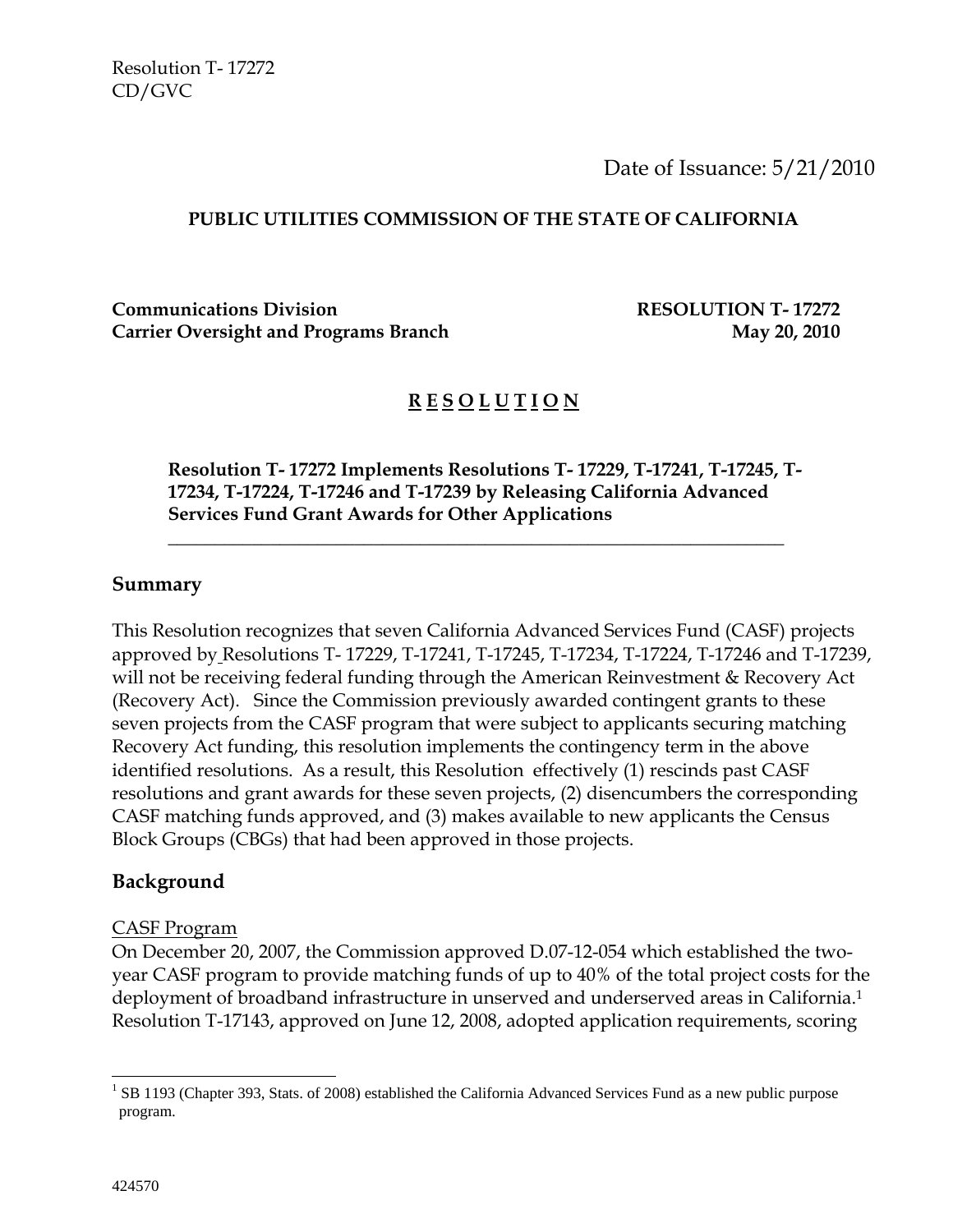Resolution T- 17272
CD/GVC

Date of Issuance: 5/21/2010

**PUBLIC UTILITIES COMMISSION OF THE STATE OF CALIFORNIA**

**Communications Division** **RESOLUTION T- 17272**
**Carrier Oversight and Programs Branch** **May 20, 2010**

# R E S O L U T I O N

**Resolution T- 17272 Implements Resolutions T- 17229, T-17241, T-17245, T-17234, T-17224, T-17246 and T-17239 by Releasing California Advanced Services Fund Grant Awards for Other Applications**

## Summary

This Resolution recognizes that seven California Advanced Services Fund (CASF) projects approved by Resolutions T- 17229, T-17241, T-17245, T-17234, T-17224, T-17246 and T-17239, will not be receiving federal funding through the American Reinvestment & Recovery Act (Recovery Act). Since the Commission previously awarded contingent grants to these seven projects from the CASF program that were subject to applicants securing matching Recovery Act funding, this resolution implements the contingency term in the above identified resolutions. As a result, this Resolution effectively (1) rescinds past CASF resolutions and grant awards for these seven projects, (2) disencumbers the corresponding CASF matching funds approved, and (3) makes available to new applicants the Census Block Groups (CBGs) that had been approved in those projects.

## Background

CASF Program

On December 20, 2007, the Commission approved D.07-12-054 which established the two-year CASF program to provide matching funds of up to 40% of the total project costs for the deployment of broadband infrastructure in unserved and underserved areas in California.[1] Resolution T-17143, approved on June 12, 2008, adopted application requirements, scoring

[1] SB 1193 (Chapter 393, Stats. of 2008) established the California Advanced Services Fund as a new public purpose program.

424570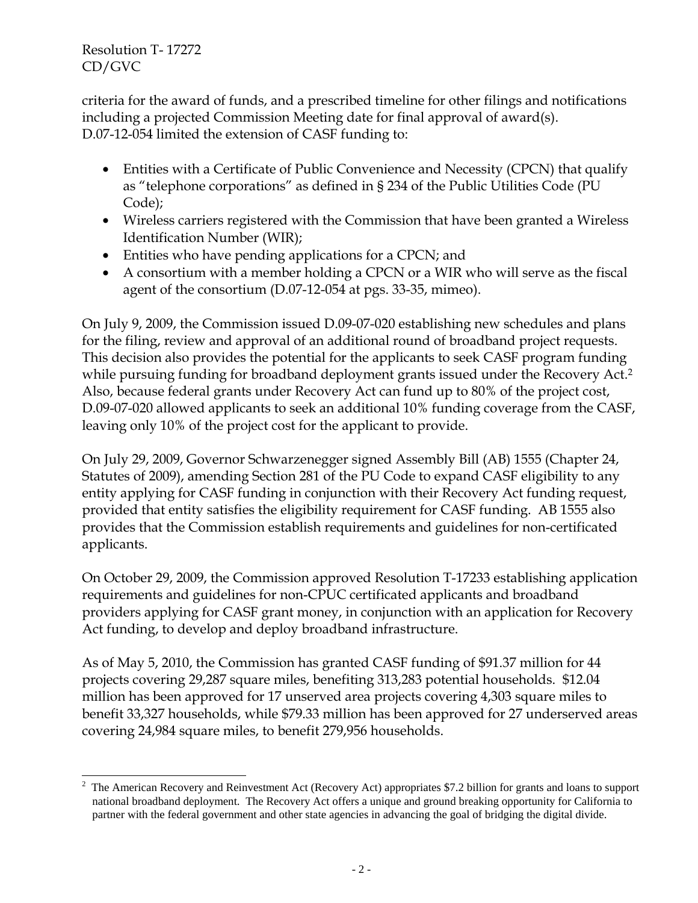criteria for the award of funds, and a prescribed timeline for other filings and notifications including a projected Commission Meeting date for final approval of award(s). D.07-12-054 limited the extension of CASF funding to:

- Entities with a Certificate of Public Convenience and Necessity (CPCN) that qualify as "telephone corporations" as defined in § 234 of the Public Utilities Code (PU Code);
- Wireless carriers registered with the Commission that have been granted a Wireless Identification Number (WIR);
- Entities who have pending applications for a CPCN; and
- A consortium with a member holding a CPCN or a WIR who will serve as the fiscal agent of the consortium (D.07-12-054 at pgs. 33-35, mimeo).

On July 9, 2009, the Commission issued D.09-07-020 establishing new schedules and plans for the filing, review and approval of an additional round of broadband project requests. This decision also provides the potential for the applicants to seek CASF program funding while pursuing funding for broadband deployment grants issued under the Recovery Act.[2] Also, because federal grants under Recovery Act can fund up to 80% of the project cost, D.09-07-020 allowed applicants to seek an additional 10% funding coverage from the CASF, leaving only 10% of the project cost for the applicant to provide.

On July 29, 2009, Governor Schwarzenegger signed Assembly Bill (AB) 1555 (Chapter 24, Statutes of 2009), amending Section 281 of the PU Code to expand CASF eligibility to any entity applying for CASF funding in conjunction with their Recovery Act funding request, provided that entity satisfies the eligibility requirement for CASF funding. AB 1555 also provides that the Commission establish requirements and guidelines for non-certificated applicants.

On October 29, 2009, the Commission approved Resolution T-17233 establishing application requirements and guidelines for non-CPUC certificated applicants and broadband providers applying for CASF grant money, in conjunction with an application for Recovery Act funding, to develop and deploy broadband infrastructure.

As of May 5, 2010, the Commission has granted CASF funding of $91.37 million for 44 projects covering 29,287 square miles, benefiting 313,283 potential households. $12.04 million has been approved for 17 unserved area projects covering 4,303 square miles to benefit 33,327 households, while $79.33 million has been approved for 27 underserved areas covering 24,984 square miles, to benefit 279,956 households.

---

[2] The American Recovery and Reinvestment Act (Recovery Act) appropriates $7.2 billion for grants and loans to support national broadband deployment. The Recovery Act offers a unique and ground breaking opportunity for California to partner with the federal government and other state agencies in advancing the goal of bridging the digital divide.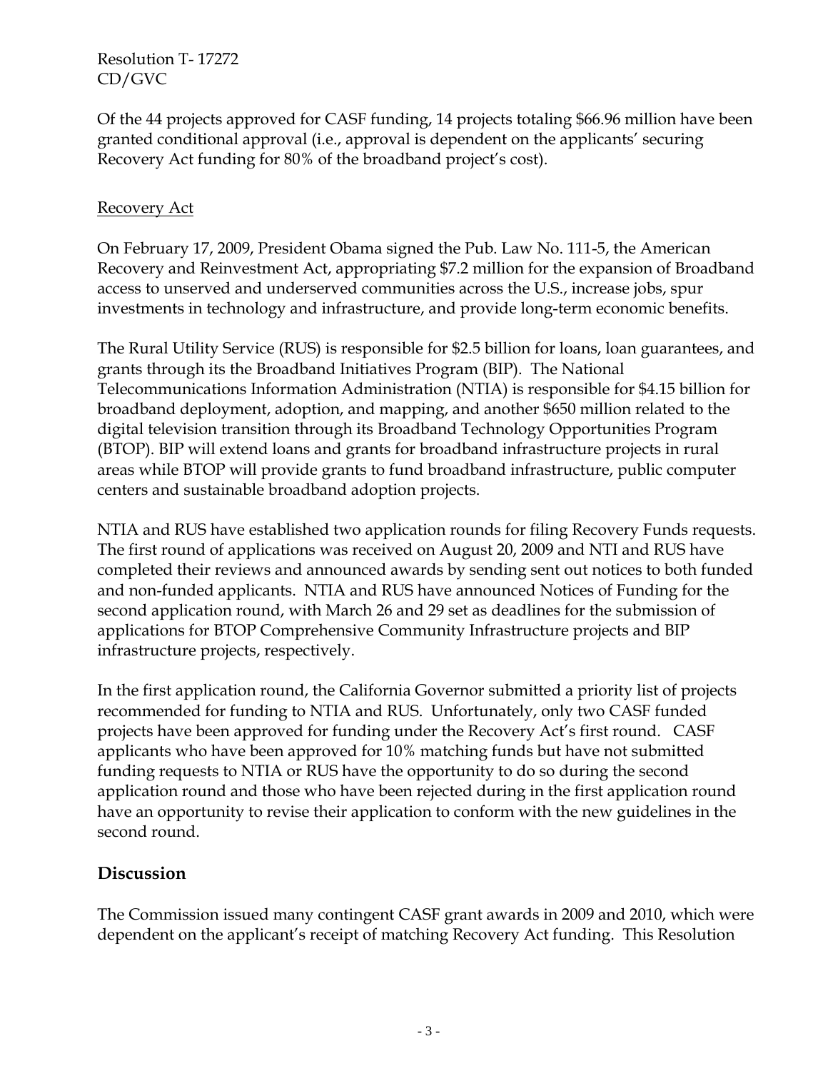Of the 44 projects approved for CASF funding, 14 projects totaling $66.96 million have been granted conditional approval (i.e., approval is dependent on the applicants' securing Recovery Act funding for 80% of the broadband project's cost).

Recovery Act

On February 17, 2009, President Obama signed the Pub. Law No. 111-5, the American Recovery and Reinvestment Act, appropriating $7.2 million for the expansion of Broadband access to unserved and underserved communities across the U.S., increase jobs, spur investments in technology and infrastructure, and provide long-term economic benefits.

The Rural Utility Service (RUS) is responsible for $2.5 billion for loans, loan guarantees, and grants through its the Broadband Initiatives Program (BIP). The National Telecommunications Information Administration (NTIA) is responsible for $4.15 billion for broadband deployment, adoption, and mapping, and another $650 million related to the digital television transition through its Broadband Technology Opportunities Program (BTOP). BIP will extend loans and grants for broadband infrastructure projects in rural areas while BTOP will provide grants to fund broadband infrastructure, public computer centers and sustainable broadband adoption projects.

NTIA and RUS have established two application rounds for filing Recovery Funds requests. The first round of applications was received on August 20, 2009 and NTI and RUS have completed their reviews and announced awards by sending sent out notices to both funded and non-funded applicants. NTIA and RUS have announced Notices of Funding for the second application round, with March 26 and 29 set as deadlines for the submission of applications for BTOP Comprehensive Community Infrastructure projects and BIP infrastructure projects, respectively.

In the first application round, the California Governor submitted a priority list of projects recommended for funding to NTIA and RUS. Unfortunately, only two CASF funded projects have been approved for funding under the Recovery Act's first round. CASF applicants who have been approved for 10% matching funds but have not submitted funding requests to NTIA or RUS have the opportunity to do so during the second application round and those who have been rejected during in the first application round have an opportunity to revise their application to conform with the new guidelines in the second round.

## Discussion

The Commission issued many contingent CASF grant awards in 2009 and 2010, which were dependent on the applicant's receipt of matching Recovery Act funding. This Resolution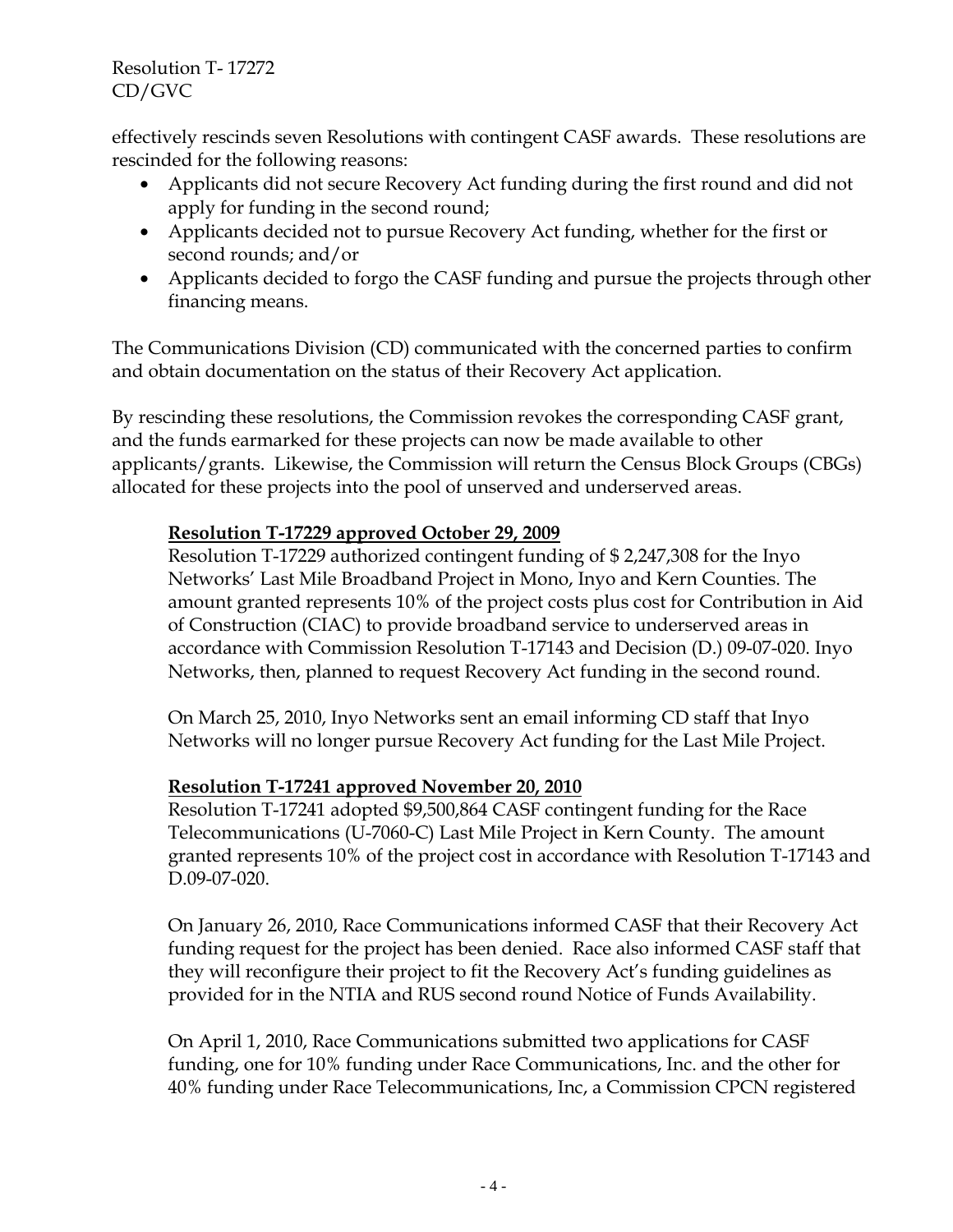effectively rescinds seven Resolutions with contingent CASF awards. These resolutions are rescinded for the following reasons:

- Applicants did not secure Recovery Act funding during the first round and did not apply for funding in the second round;
- Applicants decided not to pursue Recovery Act funding, whether for the first or second rounds; and/or
- Applicants decided to forgo the CASF funding and pursue the projects through other financing means.

The Communications Division (CD) communicated with the concerned parties to confirm and obtain documentation on the status of their Recovery Act application.

By rescinding these resolutions, the Commission revokes the corresponding CASF grant, and the funds earmarked for these projects can now be made available to other applicants/grants. Likewise, the Commission will return the Census Block Groups (CBGs) allocated for these projects into the pool of unserved and underserved areas.

**Resolution T-17229 approved October 29, 2009**

Resolution T-17229 authorized contingent funding of $ 2,247,308 for the Inyo Networks' Last Mile Broadband Project in Mono, Inyo and Kern Counties. The amount granted represents 10% of the project costs plus cost for Contribution in Aid of Construction (CIAC) to provide broadband service to underserved areas in accordance with Commission Resolution T-17143 and Decision (D.) 09-07-020. Inyo Networks, then, planned to request Recovery Act funding in the second round.

On March 25, 2010, Inyo Networks sent an email informing CD staff that Inyo Networks will no longer pursue Recovery Act funding for the Last Mile Project.

**Resolution T-17241 approved November 20, 2010**

Resolution T-17241 adopted $9,500,864 CASF contingent funding for the Race Telecommunications (U-7060-C) Last Mile Project in Kern County. The amount granted represents 10% of the project cost in accordance with Resolution T-17143 and D.09-07-020.

On January 26, 2010, Race Communications informed CASF that their Recovery Act funding request for the project has been denied. Race also informed CASF staff that they will reconfigure their project to fit the Recovery Act's funding guidelines as provided for in the NTIA and RUS second round Notice of Funds Availability.

On April 1, 2010, Race Communications submitted two applications for CASF funding, one for 10% funding under Race Communications, Inc. and the other for 40% funding under Race Telecommunications, Inc, a Commission CPCN registered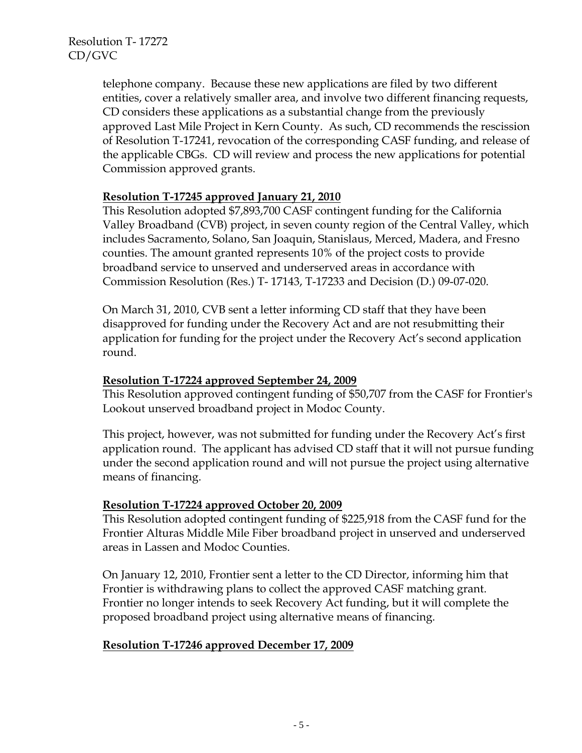telephone company. Because these new applications are filed by two different entities, cover a relatively smaller area, and involve two different financing requests, CD considers these applications as a substantial change from the previously approved Last Mile Project in Kern County. As such, CD recommends the rescission of Resolution T-17241, revocation of the corresponding CASF funding, and release of the applicable CBGs. CD will review and process the new applications for potential Commission approved grants.

**Resolution T-17245 approved January 21, 2010**

This Resolution adopted $7,893,700 CASF contingent funding for the California Valley Broadband (CVB) project, in seven county region of the Central Valley, which includes Sacramento, Solano, San Joaquin, Stanislaus, Merced, Madera, and Fresno counties. The amount granted represents 10% of the project costs to provide broadband service to unserved and underserved areas in accordance with Commission Resolution (Res.) T- 17143, T-17233 and Decision (D.) 09-07-020.

On March 31, 2010, CVB sent a letter informing CD staff that they have been disapproved for funding under the Recovery Act and are not resubmitting their application for funding for the project under the Recovery Act's second application round.

**Resolution T-17224 approved September 24, 2009**

This Resolution approved contingent funding of $50,707 from the CASF for Frontier's Lookout unserved broadband project in Modoc County.

This project, however, was not submitted for funding under the Recovery Act's first application round. The applicant has advised CD staff that it will not pursue funding under the second application round and will not pursue the project using alternative means of financing.

**Resolution T-17224 approved October 20, 2009**

This Resolution adopted contingent funding of $225,918 from the CASF fund for the Frontier Alturas Middle Mile Fiber broadband project in unserved and underserved areas in Lassen and Modoc Counties.

On January 12, 2010, Frontier sent a letter to the CD Director, informing him that Frontier is withdrawing plans to collect the approved CASF matching grant. Frontier no longer intends to seek Recovery Act funding, but it will complete the proposed broadband project using alternative means of financing.

**Resolution T-17246 approved December 17, 2009**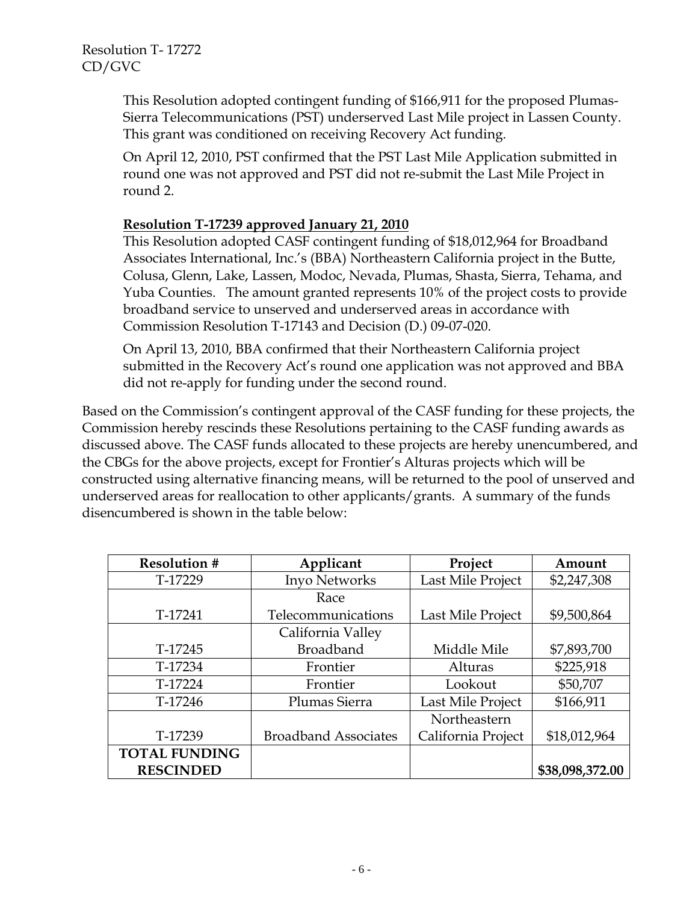This Resolution adopted contingent funding of $166,911 for the proposed Plumas-Sierra Telecommunications (PST) underserved Last Mile project in Lassen County. This grant was conditioned on receiving Recovery Act funding.

On April 12, 2010, PST confirmed that the PST Last Mile Application submitted in round one was not approved and PST did not re-submit the Last Mile Project in round 2.

**Resolution T-17239 approved January 21, 2010**

This Resolution adopted CASF contingent funding of $18,012,964 for Broadband Associates International, Inc.'s (BBA) Northeastern California project in the Butte, Colusa, Glenn, Lake, Lassen, Modoc, Nevada, Plumas, Shasta, Sierra, Tehama, and Yuba Counties. The amount granted represents 10% of the project costs to provide broadband service to unserved and underserved areas in accordance with Commission Resolution T-17143 and Decision (D.) 09-07-020.

On April 13, 2010, BBA confirmed that their Northeastern California project submitted in the Recovery Act's round one application was not approved and BBA did not re-apply for funding under the second round.

Based on the Commission's contingent approval of the CASF funding for these projects, the Commission hereby rescinds these Resolutions pertaining to the CASF funding awards as discussed above. The CASF funds allocated to these projects are hereby unencumbered, and the CBGs for the above projects, except for Frontier's Alturas projects which will be constructed using alternative financing means, will be returned to the pool of unserved and underserved areas for reallocation to other applicants/grants. A summary of the funds disencumbered is shown in the table below:

| Resolution # | Applicant | Project | Amount |
|---|---|---|---|
| T-17229 | Inyo Networks | Last Mile Project | $2,247,308 |
| T-17241 | Race Telecommunications | Last Mile Project | $9,500,864 |
| T-17245 | California Valley Broadband | Middle Mile | $7,893,700 |
| T-17234 | Frontier | Alturas | $225,918 |
| T-17224 | Frontier | Lookout | $50,707 |
| T-17246 | Plumas Sierra | Last Mile Project | $166,911 |
| T-17239 | Broadband Associates | Northeastern California Project | $18,012,964 |
| **TOTAL FUNDING RESCINDED** | | | **$38,098,372.00** |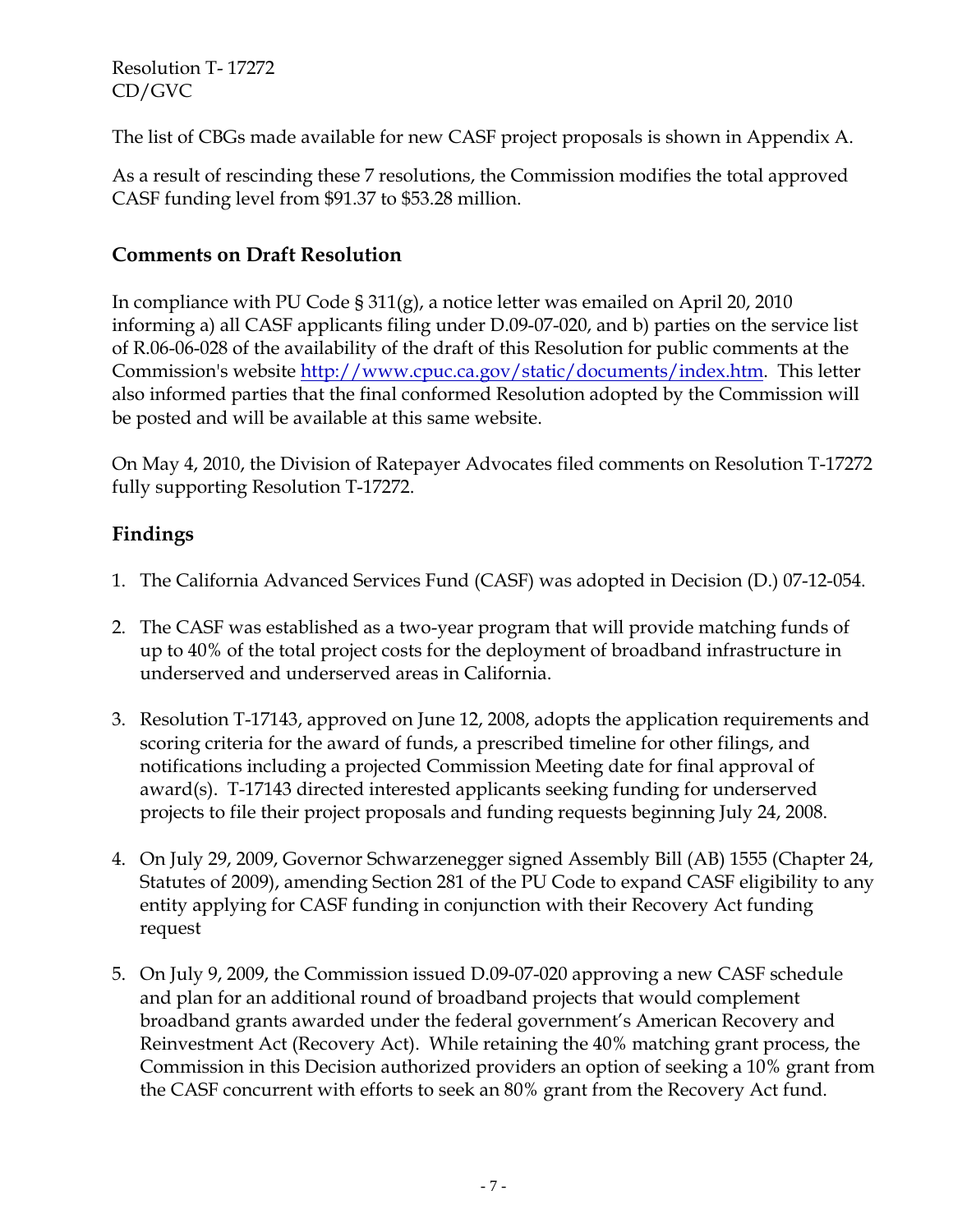The list of CBGs made available for new CASF project proposals is shown in Appendix A.

As a result of rescinding these 7 resolutions, the Commission modifies the total approved CASF funding level from $91.37 to $53.28 million.

## Comments on Draft Resolution

In compliance with PU Code § 311(g), a notice letter was emailed on April 20, 2010 informing a) all CASF applicants filing under D.09-07-020, and b) parties on the service list of R.06-06-028 of the availability of the draft of this Resolution for public comments at the Commission's website http://www.cpuc.ca.gov/static/documents/index.htm. This letter also informed parties that the final conformed Resolution adopted by the Commission will be posted and will be available at this same website.

On May 4, 2010, the Division of Ratepayer Advocates filed comments on Resolution T-17272 fully supporting Resolution T-17272.

## Findings

1. The California Advanced Services Fund (CASF) was adopted in Decision (D.) 07-12-054.

2. The CASF was established as a two-year program that will provide matching funds of up to 40% of the total project costs for the deployment of broadband infrastructure in underserved and underserved areas in California.

3. Resolution T-17143, approved on June 12, 2008, adopts the application requirements and scoring criteria for the award of funds, a prescribed timeline for other filings, and notifications including a projected Commission Meeting date for final approval of award(s). T-17143 directed interested applicants seeking funding for underserved projects to file their project proposals and funding requests beginning July 24, 2008.

4. On July 29, 2009, Governor Schwarzenegger signed Assembly Bill (AB) 1555 (Chapter 24, Statutes of 2009), amending Section 281 of the PU Code to expand CASF eligibility to any entity applying for CASF funding in conjunction with their Recovery Act funding request

5. On July 9, 2009, the Commission issued D.09-07-020 approving a new CASF schedule and plan for an additional round of broadband projects that would complement broadband grants awarded under the federal government's American Recovery and Reinvestment Act (Recovery Act). While retaining the 40% matching grant process, the Commission in this Decision authorized providers an option of seeking a 10% grant from the CASF concurrent with efforts to seek an 80% grant from the Recovery Act fund.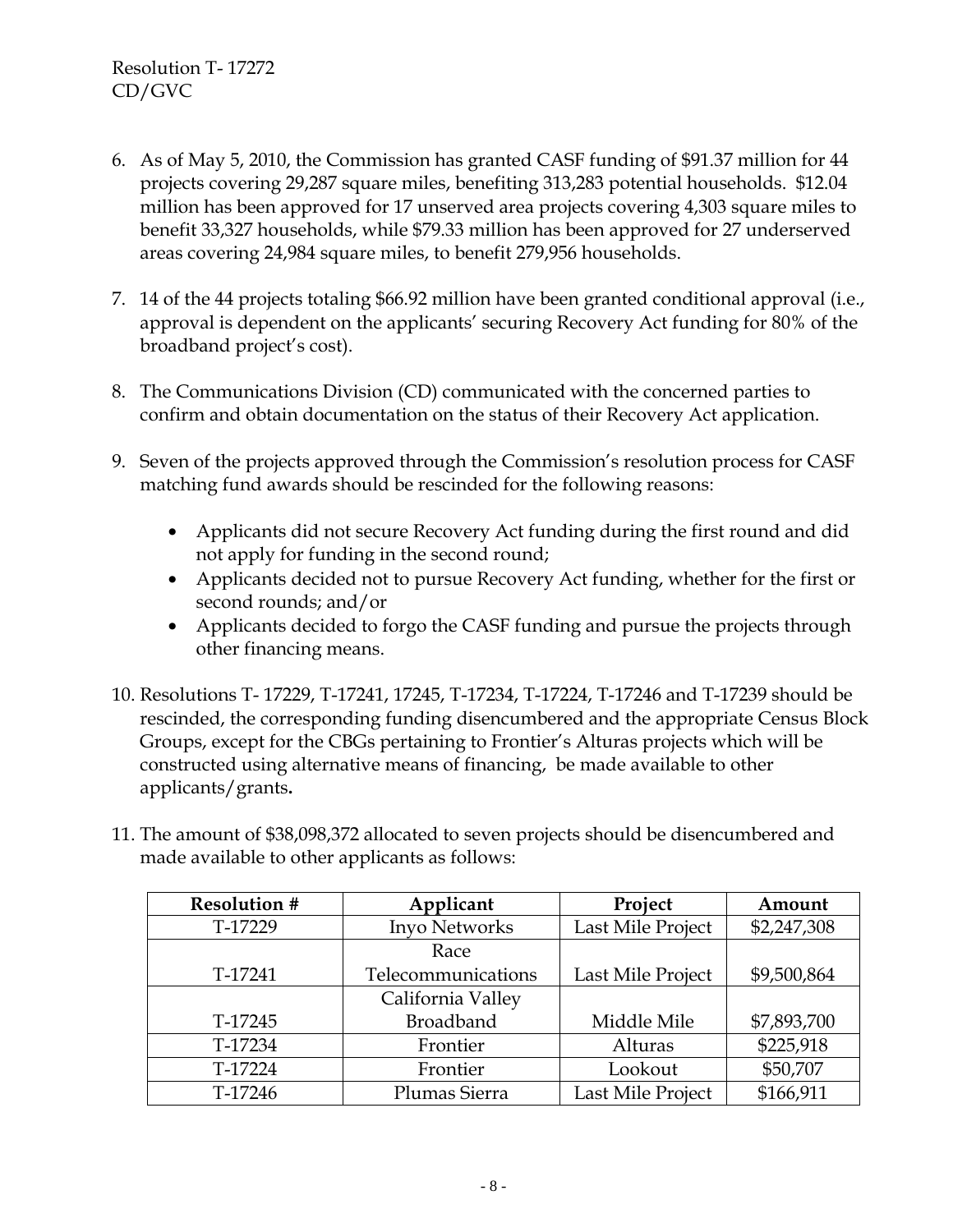6. As of May 5, 2010, the Commission has granted CASF funding of $91.37 million for 44 projects covering 29,287 square miles, benefiting 313,283 potential households. $12.04 million has been approved for 17 unserved area projects covering 4,303 square miles to benefit 33,327 households, while $79.33 million has been approved for 27 underserved areas covering 24,984 square miles, to benefit 279,956 households.

7. 14 of the 44 projects totaling $66.92 million have been granted conditional approval (i.e., approval is dependent on the applicants' securing Recovery Act funding for 80% of the broadband project's cost).

8. The Communications Division (CD) communicated with the concerned parties to confirm and obtain documentation on the status of their Recovery Act application.

9. Seven of the projects approved through the Commission's resolution process for CASF matching fund awards should be rescinded for the following reasons:

   - Applicants did not secure Recovery Act funding during the first round and did not apply for funding in the second round;
   - Applicants decided not to pursue Recovery Act funding, whether for the first or second rounds; and/or
   - Applicants decided to forgo the CASF funding and pursue the projects through other financing means.

10. Resolutions T- 17229, T-17241, 17245, T-17234, T-17224, T-17246 and T-17239 should be rescinded, the corresponding funding disencumbered and the appropriate Census Block Groups, except for the CBGs pertaining to Frontier's Alturas projects which will be constructed using alternative means of financing, be made available to other applicants/grants**.**

11. The amount of $38,098,372 allocated to seven projects should be disencumbered and made available to other applicants as follows:

| Resolution # | Applicant | Project | Amount |
|---|---|---|---|
| T-17229 | Inyo Networks | Last Mile Project | $2,247,308 |
| T-17241 | Race Telecommunications | Last Mile Project | $9,500,864 |
| T-17245 | California Valley Broadband | Middle Mile | $7,893,700 |
| T-17234 | Frontier | Alturas | $225,918 |
| T-17224 | Frontier | Lookout | $50,707 |
| T-17246 | Plumas Sierra | Last Mile Project | $166,911 |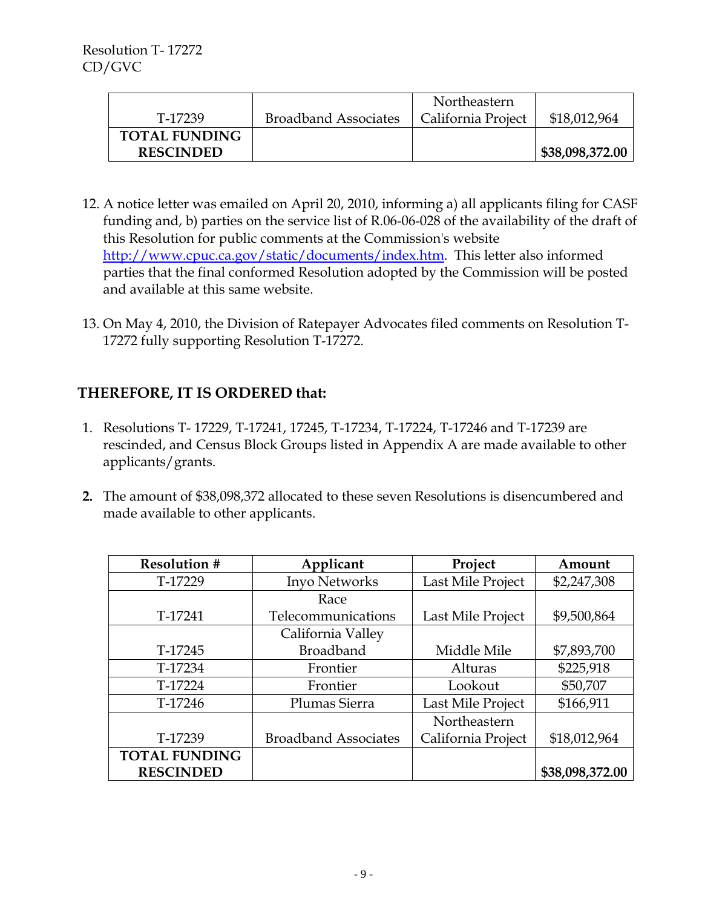| | | | |
|---|---|---|---|
| T-17239 | Broadband Associates | Northeastern California Project | $18,012,964 |
| **TOTAL FUNDING RESCINDED** | | | **$38,098,372.00** |

12. A notice letter was emailed on April 20, 2010, informing a) all applicants filing for CASF funding and, b) parties on the service list of R.06-06-028 of the availability of the draft of this Resolution for public comments at the Commission's website http://www.cpuc.ca.gov/static/documents/index.htm. This letter also informed parties that the final conformed Resolution adopted by the Commission will be posted and available at this same website.

13. On May 4, 2010, the Division of Ratepayer Advocates filed comments on Resolution T-17272 fully supporting Resolution T-17272.

## THEREFORE, IT IS ORDERED that:

1. Resolutions T- 17229, T-17241, 17245, T-17234, T-17224, T-17246 and T-17239 are rescinded, and Census Block Groups listed in Appendix A are made available to other applicants/grants.

2. The amount of $38,098,372 allocated to these seven Resolutions is disencumbered and made available to other applicants.

| Resolution # | Applicant | Project | Amount |
|---|---|---|---|
| T-17229 | Inyo Networks | Last Mile Project | $2,247,308 |
| T-17241 | Race Telecommunications | Last Mile Project | $9,500,864 |
| T-17245 | California Valley Broadband | Middle Mile | $7,893,700 |
| T-17234 | Frontier | Alturas | $225,918 |
| T-17224 | Frontier | Lookout | $50,707 |
| T-17246 | Plumas Sierra | Last Mile Project | $166,911 |
| T-17239 | Broadband Associates | Northeastern California Project | $18,012,964 |
| **TOTAL FUNDING RESCINDED** | | | **$38,098,372.00** |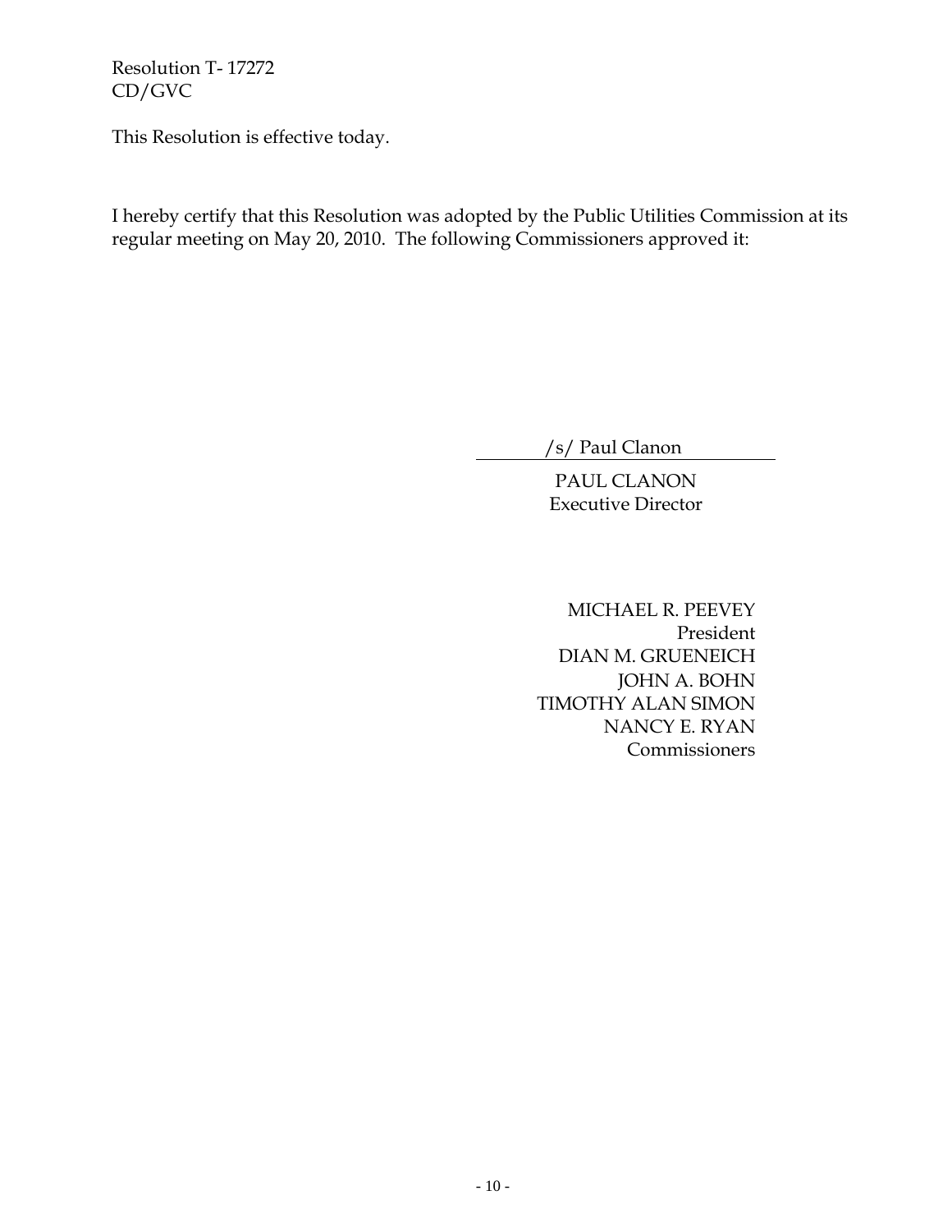This Resolution is effective today.

I hereby certify that this Resolution was adopted by the Public Utilities Commission at its regular meeting on May 20, 2010. The following Commissioners approved it:

/s/ Paul Clanon

PAUL CLANON
Executive Director

MICHAEL R. PEEVEY
President
DIAN M. GRUENEICH
JOHN A. BOHN
TIMOTHY ALAN SIMON
NANCY E. RYAN
Commissioners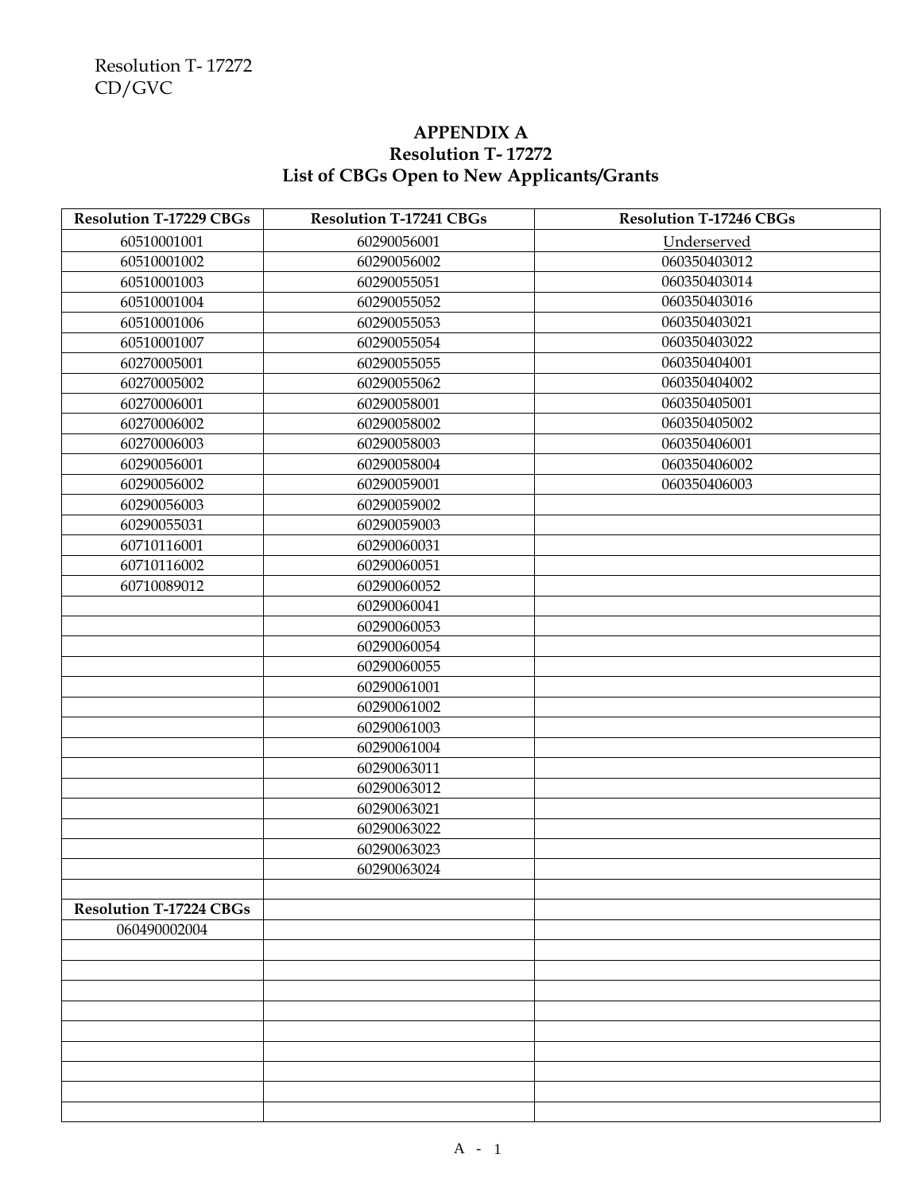Resolution T- 17272
CD/GVC

**APPENDIX A**
**Resolution T- 17272**
**List of CBGs Open to New Applicants/Grants**

| Resolution T-17229 CBGs | Resolution T-17241 CBGs | Resolution T-17246 CBGs |
|---|---|---|
| 60510001001 | 60290056001 | Underserved |
| 60510001002 | 60290056002 | 060350403012 |
| 60510001003 | 60290055051 | 060350403014 |
| 60510001004 | 60290055052 | 060350403016 |
| 60510001006 | 60290055053 | 060350403021 |
| 60510001007 | 60290055054 | 060350403022 |
| 60270005001 | 60290055055 | 060350404001 |
| 60270005002 | 60290055062 | 060350404002 |
| 60270006001 | 60290058001 | 060350405001 |
| 60270006002 | 60290058002 | 060350405002 |
| 60270006003 | 60290058003 | 060350406001 |
| 60290056001 | 60290058004 | 060350406002 |
| 60290056002 | 60290059001 | 060350406003 |
| 60290056003 | 60290059002 | |
| 60290055031 | 60290059003 | |
| 60710116001 | 60290060031 | |
| 60710116002 | 60290060051 | |
| 60710089012 | 60290060052 | |
| | 60290060041 | |
| | 60290060053 | |
| | 60290060054 | |
| | 60290060055 | |
| | 60290061001 | |
| | 60290061002 | |
| | 60290061003 | |
| | 60290061004 | |
| | 60290063011 | |
| | 60290063012 | |
| | 60290063021 | |
| | 60290063022 | |
| | 60290063023 | |
| | 60290063024 | |
| | | |
| **Resolution T-17224 CBGs** | | |
| 060490002004 | | |
| | | |
| | | |
| | | |
| | | |
| | | |
| | | |
| | | |
| | | |
| | | |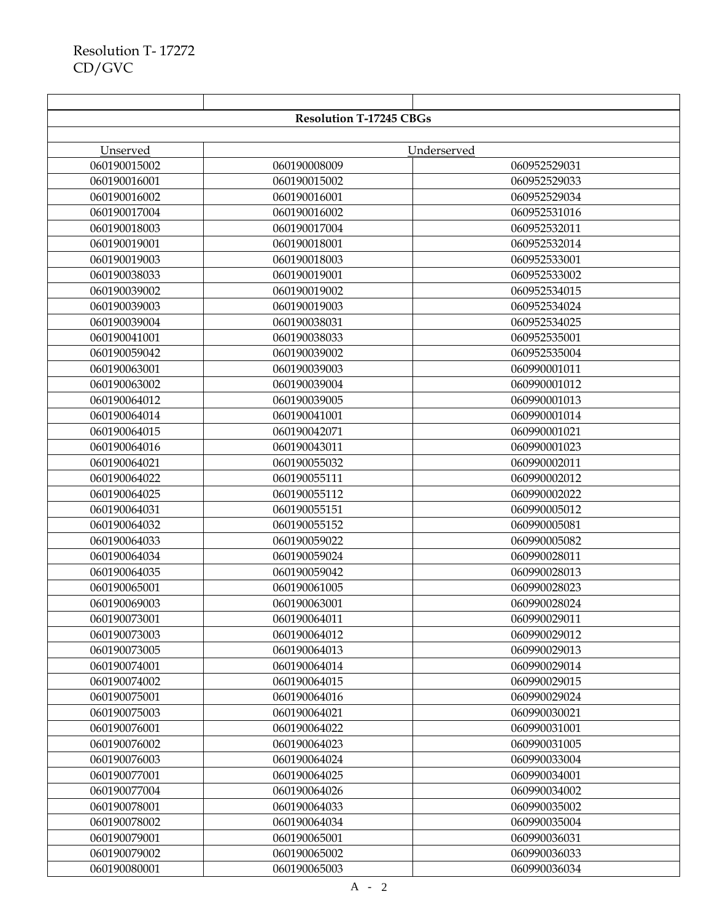Resolution T- 17272
CD/GVC

| | | |
|---|---|---|
| **Resolution T-17245 CBGs** | | |
| | | |
| Unserved | Underserved | |
| 060190015002 | 060190008009 | 060952529031 |
| 060190016001 | 060190015002 | 060952529033 |
| 060190016002 | 060190016001 | 060952529034 |
| 060190017004 | 060190016002 | 060952531016 |
| 060190018003 | 060190017004 | 060952532011 |
| 060190019001 | 060190018001 | 060952532014 |
| 060190019003 | 060190018003 | 060952533001 |
| 060190038033 | 060190019001 | 060952533002 |
| 060190039002 | 060190019002 | 060952534015 |
| 060190039003 | 060190019003 | 060952534024 |
| 060190039004 | 060190038031 | 060952534025 |
| 060190041001 | 060190038033 | 060952535001 |
| 060190059042 | 060190039002 | 060952535004 |
| 060190063001 | 060190039003 | 060990001011 |
| 060190063002 | 060190039004 | 060990001012 |
| 060190064012 | 060190039005 | 060990001013 |
| 060190064014 | 060190041001 | 060990001014 |
| 060190064015 | 060190042071 | 060990001021 |
| 060190064016 | 060190043011 | 060990001023 |
| 060190064021 | 060190055032 | 060990002011 |
| 060190064022 | 060190055111 | 060990002012 |
| 060190064025 | 060190055112 | 060990002022 |
| 060190064031 | 060190055151 | 060990005012 |
| 060190064032 | 060190055152 | 060990005081 |
| 060190064033 | 060190059022 | 060990005082 |
| 060190064034 | 060190059024 | 060990028011 |
| 060190064035 | 060190059042 | 060990028013 |
| 060190065001 | 060190061005 | 060990028023 |
| 060190069003 | 060190063001 | 060990028024 |
| 060190073001 | 060190064011 | 060990029011 |
| 060190073003 | 060190064012 | 060990029012 |
| 060190073005 | 060190064013 | 060990029013 |
| 060190074001 | 060190064014 | 060990029014 |
| 060190074002 | 060190064015 | 060990029015 |
| 060190075001 | 060190064016 | 060990029024 |
| 060190075003 | 060190064021 | 060990030021 |
| 060190076001 | 060190064022 | 060990031001 |
| 060190076002 | 060190064023 | 060990031005 |
| 060190076003 | 060190064024 | 060990033004 |
| 060190077001 | 060190064025 | 060990034001 |
| 060190077004 | 060190064026 | 060990034002 |
| 060190078001 | 060190064033 | 060990035002 |
| 060190078002 | 060190064034 | 060990035004 |
| 060190079001 | 060190065001 | 060990036031 |
| 060190079002 | 060190065002 | 060990036033 |
| 060190080001 | 060190065003 | 060990036034 |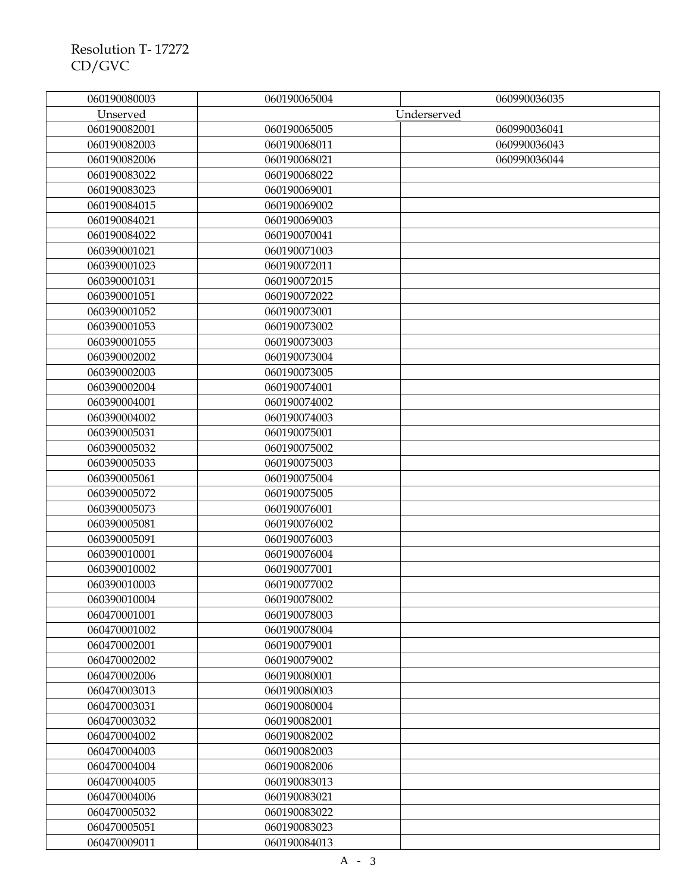| 060190080003 | 060190065004 | 060990036035 |
|---|---|---|
| Unserved | Underserved | |
| 060190082001 | 060190065005 | 060990036041 |
| 060190082003 | 060190068011 | 060990036043 |
| 060190082006 | 060190068021 | 060990036044 |
| 060190083022 | 060190068022 | |
| 060190083023 | 060190069001 | |
| 060190084015 | 060190069002 | |
| 060190084021 | 060190069003 | |
| 060190084022 | 060190070041 | |
| 060390001021 | 060190071003 | |
| 060390001023 | 060190072011 | |
| 060390001031 | 060190072015 | |
| 060390001051 | 060190072022 | |
| 060390001052 | 060190073001 | |
| 060390001053 | 060190073002 | |
| 060390001055 | 060190073003 | |
| 060390002002 | 060190073004 | |
| 060390002003 | 060190073005 | |
| 060390002004 | 060190074001 | |
| 060390004001 | 060190074002 | |
| 060390004002 | 060190074003 | |
| 060390005031 | 060190075001 | |
| 060390005032 | 060190075002 | |
| 060390005033 | 060190075003 | |
| 060390005061 | 060190075004 | |
| 060390005072 | 060190075005 | |
| 060390005073 | 060190076001 | |
| 060390005081 | 060190076002 | |
| 060390005091 | 060190076003 | |
| 060390010001 | 060190076004 | |
| 060390010002 | 060190077001 | |
| 060390010003 | 060190077002 | |
| 060390010004 | 060190078002 | |
| 060470001001 | 060190078003 | |
| 060470001002 | 060190078004 | |
| 060470002001 | 060190079001 | |
| 060470002002 | 060190079002 | |
| 060470002006 | 060190080001 | |
| 060470003013 | 060190080003 | |
| 060470003031 | 060190080004 | |
| 060470003032 | 060190082001 | |
| 060470004002 | 060190082002 | |
| 060470004003 | 060190082003 | |
| 060470004004 | 060190082006 | |
| 060470004005 | 060190083013 | |
| 060470004006 | 060190083021 | |
| 060470005032 | 060190083022 | |
| 060470005051 | 060190083023 | |
| 060470009011 | 060190084013 | |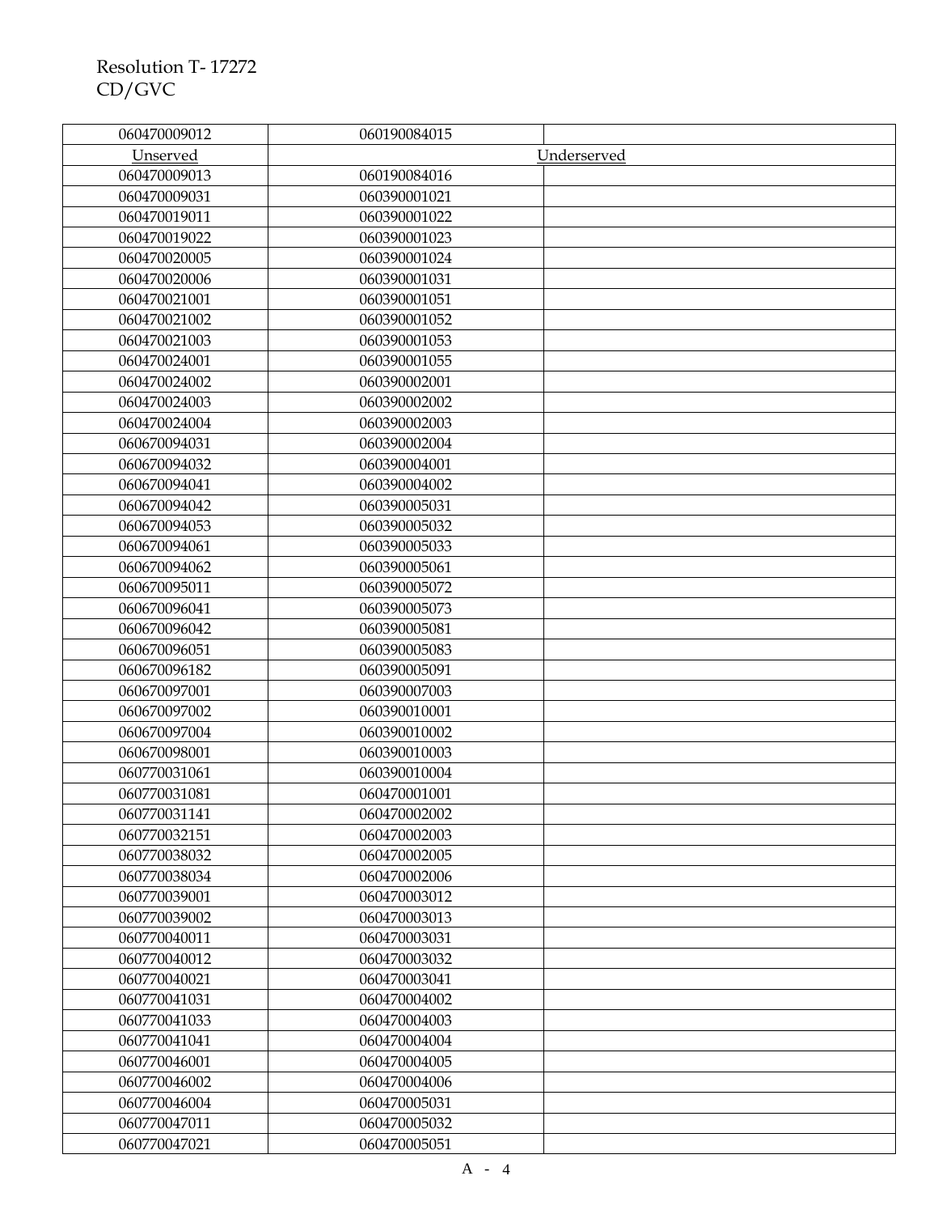Resolution T- 17272
CD/GVC

| 060470009012 | 060190084015 | |
|---|---|---|
| Unserved | Underserved | |
| 060470009013 | 060190084016 | |
| 060470009031 | 060390001021 | |
| 060470019011 | 060390001022 | |
| 060470019022 | 060390001023 | |
| 060470020005 | 060390001024 | |
| 060470020006 | 060390001031 | |
| 060470021001 | 060390001051 | |
| 060470021002 | 060390001052 | |
| 060470021003 | 060390001053 | |
| 060470024001 | 060390001055 | |
| 060470024002 | 060390002001 | |
| 060470024003 | 060390002002 | |
| 060470024004 | 060390002003 | |
| 060670094031 | 060390002004 | |
| 060670094032 | 060390004001 | |
| 060670094041 | 060390004002 | |
| 060670094042 | 060390005031 | |
| 060670094053 | 060390005032 | |
| 060670094061 | 060390005033 | |
| 060670094062 | 060390005061 | |
| 060670095011 | 060390005072 | |
| 060670096041 | 060390005073 | |
| 060670096042 | 060390005081 | |
| 060670096051 | 060390005083 | |
| 060670096182 | 060390005091 | |
| 060670097001 | 060390007003 | |
| 060670097002 | 060390010001 | |
| 060670097004 | 060390010002 | |
| 060670098001 | 060390010003 | |
| 060770031061 | 060390010004 | |
| 060770031081 | 060470001001 | |
| 060770031141 | 060470002002 | |
| 060770032151 | 060470002003 | |
| 060770038032 | 060470002005 | |
| 060770038034 | 060470002006 | |
| 060770039001 | 060470003012 | |
| 060770039002 | 060470003013 | |
| 060770040011 | 060470003031 | |
| 060770040012 | 060470003032 | |
| 060770040021 | 060470003041 | |
| 060770041031 | 060470004002 | |
| 060770041033 | 060470004003 | |
| 060770041041 | 060470004004 | |
| 060770046001 | 060470004005 | |
| 060770046002 | 060470004006 | |
| 060770046004 | 060470005031 | |
| 060770047011 | 060470005032 | |
| 060770047021 | 060470005051 | |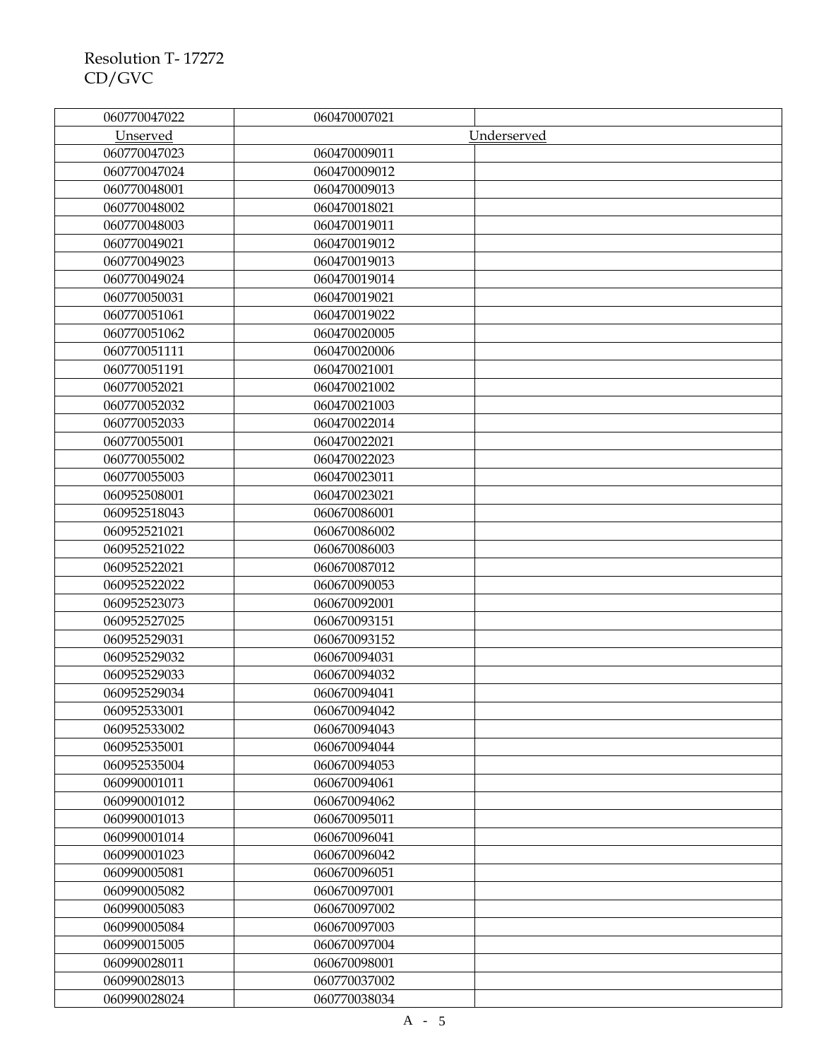Resolution T- 17272
CD/GVC

| | | |
|---|---|---|
| 060770047022 | 060470007021 | |
| Unserved | Underserved | |
| 060770047023 | 060470009011 | |
| 060770047024 | 060470009012 | |
| 060770048001 | 060470009013 | |
| 060770048002 | 060470018021 | |
| 060770048003 | 060470019011 | |
| 060770049021 | 060470019012 | |
| 060770049023 | 060470019013 | |
| 060770049024 | 060470019014 | |
| 060770050031 | 060470019021 | |
| 060770051061 | 060470019022 | |
| 060770051062 | 060470020005 | |
| 060770051111 | 060470020006 | |
| 060770051191 | 060470021001 | |
| 060770052021 | 060470021002 | |
| 060770052032 | 060470021003 | |
| 060770052033 | 060470022014 | |
| 060770055001 | 060470022021 | |
| 060770055002 | 060470022023 | |
| 060770055003 | 060470023011 | |
| 060952508001 | 060470023021 | |
| 060952518043 | 060670086001 | |
| 060952521021 | 060670086002 | |
| 060952521022 | 060670086003 | |
| 060952522021 | 060670087012 | |
| 060952522022 | 060670090053 | |
| 060952523073 | 060670092001 | |
| 060952527025 | 060670093151 | |
| 060952529031 | 060670093152 | |
| 060952529032 | 060670094031 | |
| 060952529033 | 060670094032 | |
| 060952529034 | 060670094041 | |
| 060952533001 | 060670094042 | |
| 060952533002 | 060670094043 | |
| 060952535001 | 060670094044 | |
| 060952535004 | 060670094053 | |
| 060990001011 | 060670094061 | |
| 060990001012 | 060670094062 | |
| 060990001013 | 060670095011 | |
| 060990001014 | 060670096041 | |
| 060990001023 | 060670096042 | |
| 060990005081 | 060670096051 | |
| 060990005082 | 060670097001 | |
| 060990005083 | 060670097002 | |
| 060990005084 | 060670097003 | |
| 060990015005 | 060670097004 | |
| 060990028011 | 060670098001 | |
| 060990028013 | 060770037002 | |
| 060990028024 | 060770038034 | |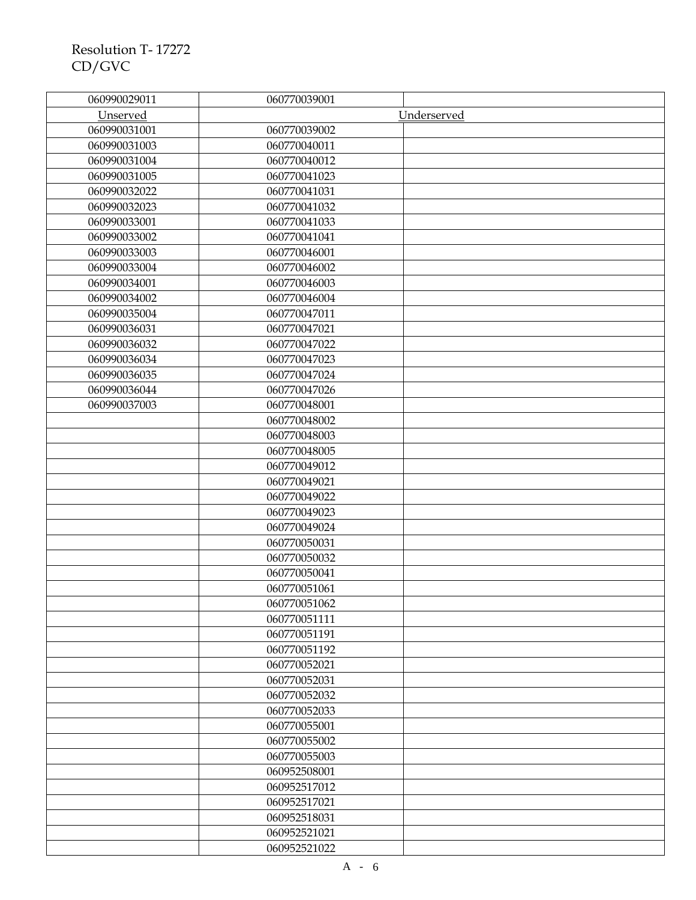Resolution T- 17272
CD/GVC

| 060990029011 | 060770039001 | |
|---|---|---|
| Unserved | Underserved | |
| 060990031001 | 060770039002 | |
| 060990031003 | 060770040011 | |
| 060990031004 | 060770040012 | |
| 060990031005 | 060770041023 | |
| 060990032022 | 060770041031 | |
| 060990032023 | 060770041032 | |
| 060990033001 | 060770041033 | |
| 060990033002 | 060770041041 | |
| 060990033003 | 060770046001 | |
| 060990033004 | 060770046002 | |
| 060990034001 | 060770046003 | |
| 060990034002 | 060770046004 | |
| 060990035004 | 060770047011 | |
| 060990036031 | 060770047021 | |
| 060990036032 | 060770047022 | |
| 060990036034 | 060770047023 | |
| 060990036035 | 060770047024 | |
| 060990036044 | 060770047026 | |
| 060990037003 | 060770048001 | |
| | 060770048002 | |
| | 060770048003 | |
| | 060770048005 | |
| | 060770049012 | |
| | 060770049021 | |
| | 060770049022 | |
| | 060770049023 | |
| | 060770049024 | |
| | 060770050031 | |
| | 060770050032 | |
| | 060770050041 | |
| | 060770051061 | |
| | 060770051062 | |
| | 060770051111 | |
| | 060770051191 | |
| | 060770051192 | |
| | 060770052021 | |
| | 060770052031 | |
| | 060770052032 | |
| | 060770052033 | |
| | 060770055001 | |
| | 060770055002 | |
| | 060770055003 | |
| | 060952508001 | |
| | 060952517012 | |
| | 060952517021 | |
| | 060952518031 | |
| | 060952521021 | |
| | 060952521022 | |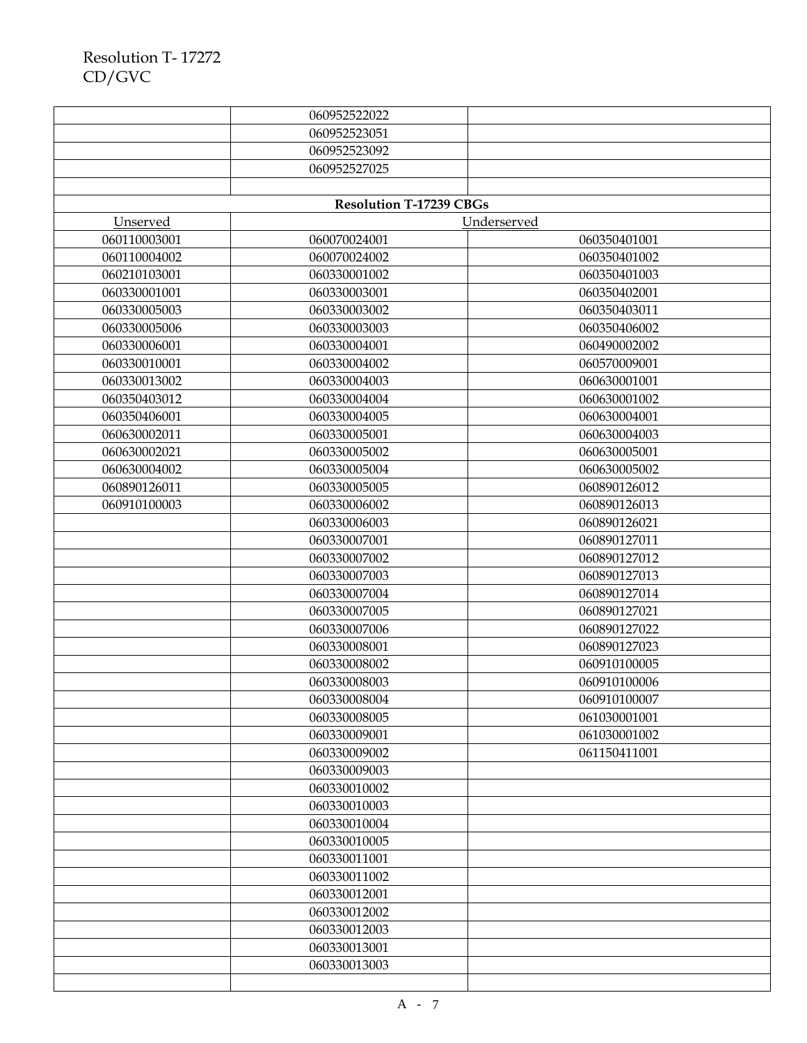| | | |
|---|---|---|
| | 060952522022 | |
| | 060952523051 | |
| | 060952523092 | |
| | 060952527025 | |
| | | |
| | **Resolution T-17239 CBGs** | |
| Unserved | Underserved | |
| 060110003001 | 060070024001 | 060350401001 |
| 060110004002 | 060070024002 | 060350401002 |
| 060210103001 | 060330001002 | 060350401003 |
| 060330001001 | 060330003001 | 060350402001 |
| 060330005003 | 060330003002 | 060350403011 |
| 060330005006 | 060330003003 | 060350406002 |
| 060330006001 | 060330004001 | 060490002002 |
| 060330010001 | 060330004002 | 060570009001 |
| 060330013002 | 060330004003 | 060630001001 |
| 060350403012 | 060330004004 | 060630001002 |
| 060350406001 | 060330004005 | 060630004001 |
| 060630002011 | 060330005001 | 060630004003 |
| 060630002021 | 060330005002 | 060630005001 |
| 060630004002 | 060330005004 | 060630005002 |
| 060890126011 | 060330005005 | 060890126012 |
| 060910100003 | 060330006002 | 060890126013 |
| | 060330006003 | 060890126021 |
| | 060330007001 | 060890127011 |
| | 060330007002 | 060890127012 |
| | 060330007003 | 060890127013 |
| | 060330007004 | 060890127014 |
| | 060330007005 | 060890127021 |
| | 060330007006 | 060890127022 |
| | 060330008001 | 060890127023 |
| | 060330008002 | 060910100005 |
| | 060330008003 | 060910100006 |
| | 060330008004 | 060910100007 |
| | 060330008005 | 061030001001 |
| | 060330009001 | 061030001002 |
| | 060330009002 | 061150411001 |
| | 060330009003 | |
| | 060330010002 | |
| | 060330010003 | |
| | 060330010004 | |
| | 060330010005 | |
| | 060330011001 | |
| | 060330011002 | |
| | 060330012001 | |
| | 060330012002 | |
| | 060330012003 | |
| | 060330013001 | |
| | 060330013003 | |
| | | |